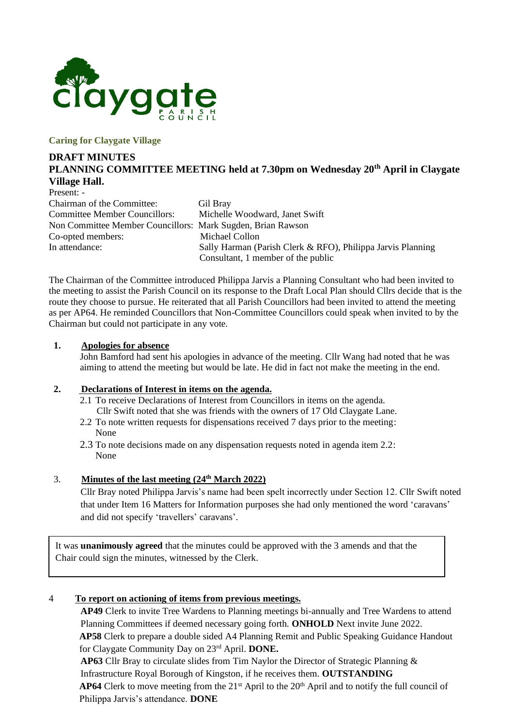claygate PARISH COUNCIL

**Caring for Claygate Village**

# DRAFT MINUTES

## PLANNING COMMITTEE MEETING held at 7.30pm on Wednesday 20th April in Claygate Village Hall.

Present: -

| | |
|---|---|
| Chairman of the Committee: | Gil Bray |
| Committee Member Councillors: | Michelle Woodward, Janet Swift |
| Non Committee Member Councillors: | Mark Sugden, Brian Rawson |
| Co-opted members: | Michael Collon |
| In attendance: | Sally Harman (Parish Clerk & RFO), Philippa Jarvis Planning Consultant, 1 member of the public |

The Chairman of the Committee introduced Philippa Jarvis a Planning Consultant who had been invited to the meeting to assist the Parish Council on its response to the Draft Local Plan should Cllrs decide that is the route they choose to pursue. He reiterated that all Parish Councillors had been invited to attend the meeting as per AP64. He reminded Councillors that Non-Committee Councillors could speak when invited to by the Chairman but could not participate in any vote.

**1. Apologies for absence**

John Bamford had sent his apologies in advance of the meeting. Cllr Wang had noted that he was aiming to attend the meeting but would be late. He did in fact not make the meeting in the end.

**2. Declarations of Interest in items on the agenda.**

2.1 To receive Declarations of Interest from Councillors in items on the agenda.
Cllr Swift noted that she was friends with the owners of 17 Old Claygate Lane.

2.2 To note written requests for dispensations received 7 days prior to the meeting:
None

2.3 To note decisions made on any dispensation requests noted in agenda item 2.2:
None

**3. Minutes of the last meeting (24th March 2022)**

Cllr Bray noted Philippa Jarvis's name had been spelt incorrectly under Section 12. Cllr Swift noted that under Item 16 Matters for Information purposes she had only mentioned the word 'caravans' and did not specify 'travellers' caravans'.

> It was **unanimously agreed** that the minutes could be approved with the 3 amends and that the Chair could sign the minutes, witnessed by the Clerk.

**4 To report on actioning of items from previous meetings.**

**AP49** Clerk to invite Tree Wardens to Planning meetings bi-annually and Tree Wardens to attend Planning Committees if deemed necessary going forth. **ONHOLD** Next invite June 2022.

**AP58** Clerk to prepare a double sided A4 Planning Remit and Public Speaking Guidance Handout for Claygate Community Day on 23rd April. **DONE.**

**AP63** Cllr Bray to circulate slides from Tim Naylor the Director of Strategic Planning & Infrastructure Royal Borough of Kingston, if he receives them. **OUTSTANDING**

**AP64** Clerk to move meeting from the 21st April to the 20th April and to notify the full council of Philippa Jarvis's attendance. **DONE**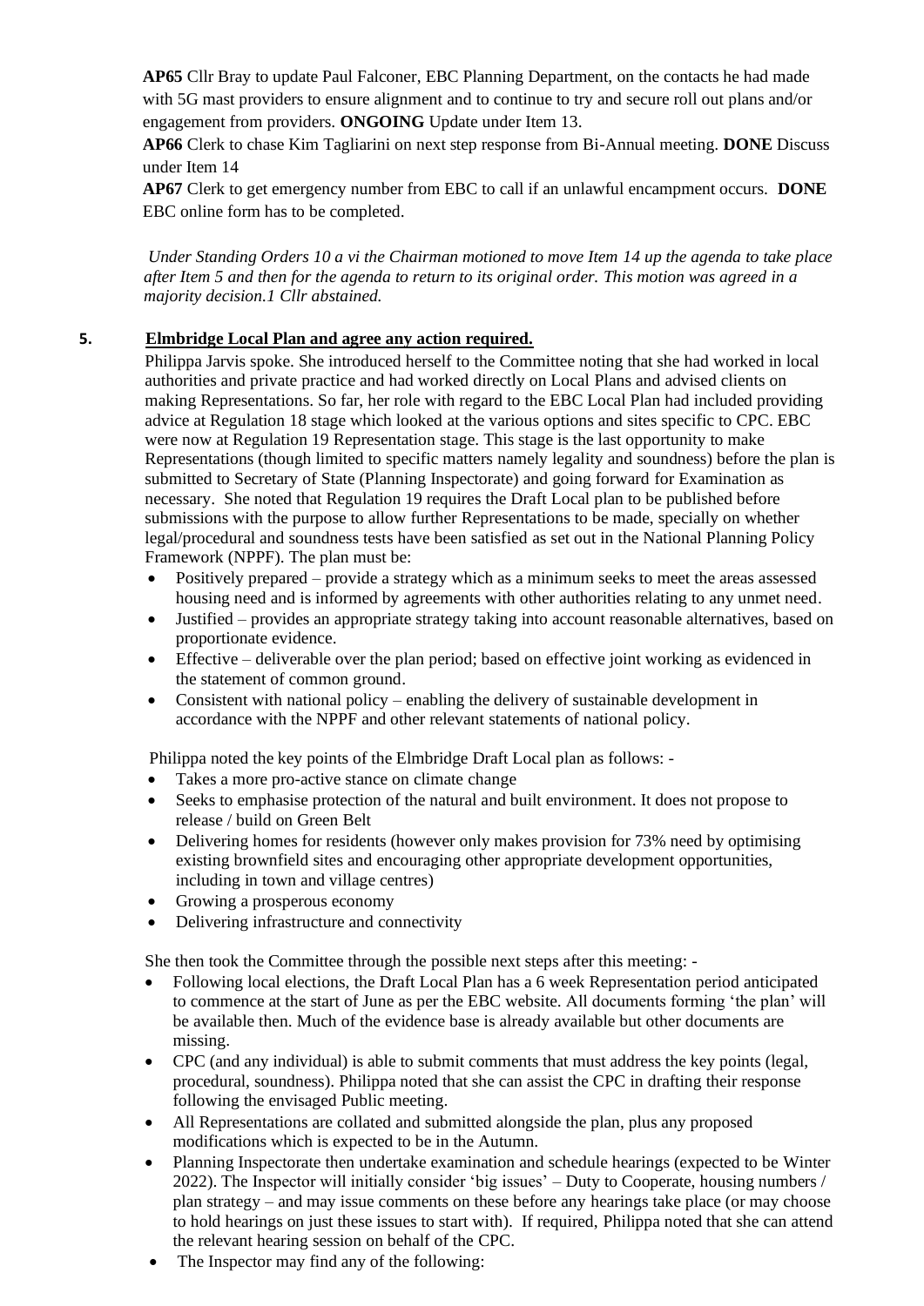**AP65** Cllr Bray to update Paul Falconer, EBC Planning Department, on the contacts he had made with 5G mast providers to ensure alignment and to continue to try and secure roll out plans and/or engagement from providers. **ONGOING** Update under Item 13.

**AP66** Clerk to chase Kim Tagliarini on next step response from Bi-Annual meeting. **DONE** Discuss under Item 14

**AP67** Clerk to get emergency number from EBC to call if an unlawful encampment occurs. **DONE** EBC online form has to be completed.

*Under Standing Orders 10 a vi the Chairman motioned to move Item 14 up the agenda to take place after Item 5 and then for the agenda to return to its original order. This motion was agreed in a majority decision.1 Cllr abstained.*

**5. Elmbridge Local Plan and agree any action required.**

Philippa Jarvis spoke. She introduced herself to the Committee noting that she had worked in local authorities and private practice and had worked directly on Local Plans and advised clients on making Representations. So far, her role with regard to the EBC Local Plan had included providing advice at Regulation 18 stage which looked at the various options and sites specific to CPC. EBC were now at Regulation 19 Representation stage. This stage is the last opportunity to make Representations (though limited to specific matters namely legality and soundness) before the plan is submitted to Secretary of State (Planning Inspectorate) and going forward for Examination as necessary. She noted that Regulation 19 requires the Draft Local plan to be published before submissions with the purpose to allow further Representations to be made, specially on whether legal/procedural and soundness tests have been satisfied as set out in the National Planning Policy Framework (NPPF). The plan must be:

- Positively prepared – provide a strategy which as a minimum seeks to meet the areas assessed housing need and is informed by agreements with other authorities relating to any unmet need.
- Justified – provides an appropriate strategy taking into account reasonable alternatives, based on proportionate evidence.
- Effective – deliverable over the plan period; based on effective joint working as evidenced in the statement of common ground.
- Consistent with national policy – enabling the delivery of sustainable development in accordance with the NPPF and other relevant statements of national policy.

Philippa noted the key points of the Elmbridge Draft Local plan as follows: -

- Takes a more pro-active stance on climate change
- Seeks to emphasise protection of the natural and built environment. It does not propose to release / build on Green Belt
- Delivering homes for residents (however only makes provision for 73% need by optimising existing brownfield sites and encouraging other appropriate development opportunities, including in town and village centres)
- Growing a prosperous economy
- Delivering infrastructure and connectivity

She then took the Committee through the possible next steps after this meeting: -

- Following local elections, the Draft Local Plan has a 6 week Representation period anticipated to commence at the start of June as per the EBC website. All documents forming 'the plan' will be available then. Much of the evidence base is already available but other documents are missing.
- CPC (and any individual) is able to submit comments that must address the key points (legal, procedural, soundness). Philippa noted that she can assist the CPC in drafting their response following the envisaged Public meeting.
- All Representations are collated and submitted alongside the plan, plus any proposed modifications which is expected to be in the Autumn.
- Planning Inspectorate then undertake examination and schedule hearings (expected to be Winter 2022). The Inspector will initially consider 'big issues' – Duty to Cooperate, housing numbers / plan strategy – and may issue comments on these before any hearings take place (or may choose to hold hearings on just these issues to start with). If required, Philippa noted that she can attend the relevant hearing session on behalf of the CPC.
- The Inspector may find any of the following: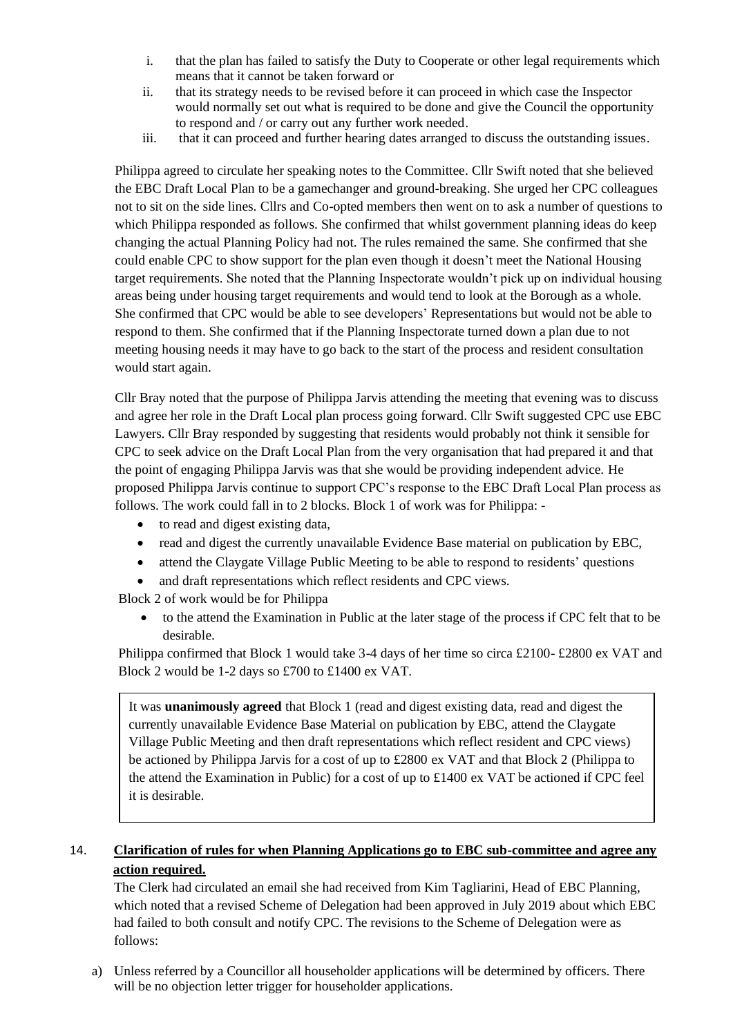i. that the plan has failed to satisfy the Duty to Cooperate or other legal requirements which means that it cannot be taken forward or
ii. that its strategy needs to be revised before it can proceed in which case the Inspector would normally set out what is required to be done and give the Council the opportunity to respond and / or carry out any further work needed.
iii. that it can proceed and further hearing dates arranged to discuss the outstanding issues.

Philippa agreed to circulate her speaking notes to the Committee. Cllr Swift noted that she believed the EBC Draft Local Plan to be a gamechanger and ground-breaking. She urged her CPC colleagues not to sit on the side lines. Cllrs and Co-opted members then went on to ask a number of questions to which Philippa responded as follows. She confirmed that whilst government planning ideas do keep changing the actual Planning Policy had not. The rules remained the same. She confirmed that she could enable CPC to show support for the plan even though it doesn't meet the National Housing target requirements. She noted that the Planning Inspectorate wouldn't pick up on individual housing areas being under housing target requirements and would tend to look at the Borough as a whole. She confirmed that CPC would be able to see developers' Representations but would not be able to respond to them. She confirmed that if the Planning Inspectorate turned down a plan due to not meeting housing needs it may have to go back to the start of the process and resident consultation would start again.

Cllr Bray noted that the purpose of Philippa Jarvis attending the meeting that evening was to discuss and agree her role in the Draft Local plan process going forward. Cllr Swift suggested CPC use EBC Lawyers. Cllr Bray responded by suggesting that residents would probably not think it sensible for CPC to seek advice on the Draft Local Plan from the very organisation that had prepared it and that the point of engaging Philippa Jarvis was that she would be providing independent advice. He proposed Philippa Jarvis continue to support CPC's response to the EBC Draft Local Plan process as follows. The work could fall in to 2 blocks. Block 1 of work was for Philippa: -

- to read and digest existing data,
- read and digest the currently unavailable Evidence Base material on publication by EBC,
- attend the Claygate Village Public Meeting to be able to respond to residents' questions
- and draft representations which reflect residents and CPC views.

Block 2 of work would be for Philippa

- to the attend the Examination in Public at the later stage of the process if CPC felt that to be desirable.

Philippa confirmed that Block 1 would take 3-4 days of her time so circa £2100- £2800 ex VAT and Block 2 would be 1-2 days so £700 to £1400 ex VAT.

It was **unanimously agreed** that Block 1 (read and digest existing data, read and digest the currently unavailable Evidence Base Material on publication by EBC, attend the Claygate Village Public Meeting and then draft representations which reflect resident and CPC views) be actioned by Philippa Jarvis for a cost of up to £2800 ex VAT and that Block 2 (Philippa to the attend the Examination in Public) for a cost of up to £1400 ex VAT be actioned if CPC feel it is desirable.

## 14. **Clarification of rules for when Planning Applications go to EBC sub-committee and agree any action required.**

The Clerk had circulated an email she had received from Kim Tagliarini, Head of EBC Planning, which noted that a revised Scheme of Delegation had been approved in July 2019 about which EBC had failed to both consult and notify CPC. The revisions to the Scheme of Delegation were as follows:

a) Unless referred by a Councillor all householder applications will be determined by officers. There will be no objection letter trigger for householder applications.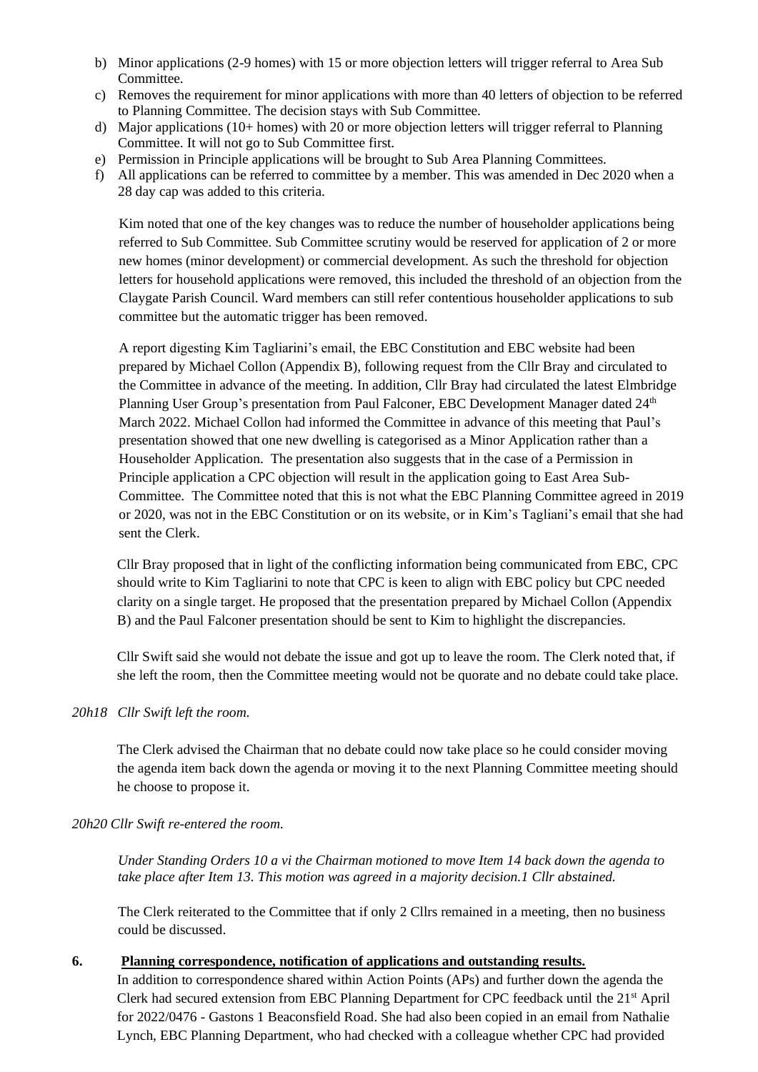b) Minor applications (2-9 homes) with 15 or more objection letters will trigger referral to Area Sub Committee.
c) Removes the requirement for minor applications with more than 40 letters of objection to be referred to Planning Committee. The decision stays with Sub Committee.
d) Major applications (10+ homes) with 20 or more objection letters will trigger referral to Planning Committee. It will not go to Sub Committee first.
e) Permission in Principle applications will be brought to Sub Area Planning Committees.
f) All applications can be referred to committee by a member. This was amended in Dec 2020 when a 28 day cap was added to this criteria.

Kim noted that one of the key changes was to reduce the number of householder applications being referred to Sub Committee. Sub Committee scrutiny would be reserved for application of 2 or more new homes (minor development) or commercial development. As such the threshold for objection letters for household applications were removed, this included the threshold of an objection from the Claygate Parish Council. Ward members can still refer contentious householder applications to sub committee but the automatic trigger has been removed.

A report digesting Kim Tagliarini's email, the EBC Constitution and EBC website had been prepared by Michael Collon (Appendix B), following request from the Cllr Bray and circulated to the Committee in advance of the meeting. In addition, Cllr Bray had circulated the latest Elmbridge Planning User Group's presentation from Paul Falconer, EBC Development Manager dated 24th March 2022. Michael Collon had informed the Committee in advance of this meeting that Paul's presentation showed that one new dwelling is categorised as a Minor Application rather than a Householder Application. The presentation also suggests that in the case of a Permission in Principle application a CPC objection will result in the application going to East Area Sub-Committee. The Committee noted that this is not what the EBC Planning Committee agreed in 2019 or 2020, was not in the EBC Constitution or on its website, or in Kim's Tagliani's email that she had sent the Clerk.

Cllr Bray proposed that in light of the conflicting information being communicated from EBC, CPC should write to Kim Tagliarini to note that CPC is keen to align with EBC policy but CPC needed clarity on a single target. He proposed that the presentation prepared by Michael Collon (Appendix B) and the Paul Falconer presentation should be sent to Kim to highlight the discrepancies.

Cllr Swift said she would not debate the issue and got up to leave the room. The Clerk noted that, if she left the room, then the Committee meeting would not be quorate and no debate could take place.

*20h18 Cllr Swift left the room.*

The Clerk advised the Chairman that no debate could now take place so he could consider moving the agenda item back down the agenda or moving it to the next Planning Committee meeting should he choose to propose it.

*20h20 Cllr Swift re-entered the room.*

*Under Standing Orders 10 a vi the Chairman motioned to move Item 14 back down the agenda to take place after Item 13. This motion was agreed in a majority decision.1 Cllr abstained.*

The Clerk reiterated to the Committee that if only 2 Cllrs remained in a meeting, then no business could be discussed.

**6. Planning correspondence, notification of applications and outstanding results.**

In addition to correspondence shared within Action Points (APs) and further down the agenda the Clerk had secured extension from EBC Planning Department for CPC feedback until the 21st April for 2022/0476 - Gastons 1 Beaconsfield Road. She had also been copied in an email from Nathalie Lynch, EBC Planning Department, who had checked with a colleague whether CPC had provided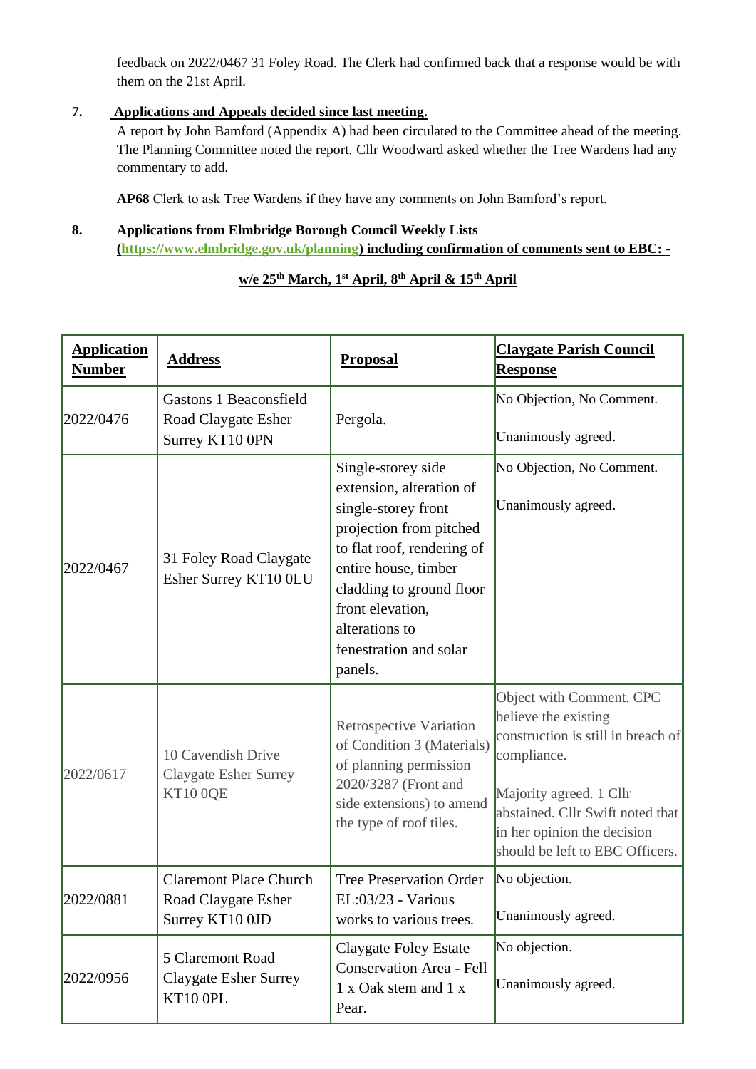feedback on 2022/0467 31 Foley Road. The Clerk had confirmed back that a response would be with them on the 21st April.

**7. Applications and Appeals decided since last meeting.**

A report by John Bamford (Appendix A) had been circulated to the Committee ahead of the meeting. The Planning Committee noted the report. Cllr Woodward asked whether the Tree Wardens had any commentary to add.

**AP68** Clerk to ask Tree Wardens if they have any comments on John Bamford's report.

**8. Applications from Elmbridge Borough Council Weekly Lists (https://www.elmbridge.gov.uk/planning) including confirmation of comments sent to EBC: -**

**w/e 25th March, 1st April, 8th April & 15th April**

| Application Number | Address | Proposal | Claygate Parish Council Response |
|---|---|---|---|
| 2022/0476 | Gastons 1 Beaconsfield Road Claygate Esher Surrey KT10 0PN | Pergola. | No Objection, No Comment.<br><br>Unanimously agreed. |
| 2022/0467 | 31 Foley Road Claygate Esher Surrey KT10 0LU | Single-storey side extension, alteration of single-storey front projection from pitched to flat roof, rendering of entire house, timber cladding to ground floor front elevation, alterations to fenestration and solar panels. | No Objection, No Comment.<br><br>Unanimously agreed. |
| 2022/0617 | 10 Cavendish Drive Claygate Esher Surrey KT10 0QE | Retrospective Variation of Condition 3 (Materials) of planning permission 2020/3287 (Front and side extensions) to amend the type of roof tiles. | Object with Comment. CPC believe the existing construction is still in breach of compliance.<br><br>Majority agreed. 1 Cllr abstained. Cllr Swift noted that in her opinion the decision should be left to EBC Officers. |
| 2022/0881 | Claremont Place Church Road Claygate Esher Surrey KT10 0JD | Tree Preservation Order EL:03/23 - Various works to various trees. | No objection.<br><br>Unanimously agreed. |
| 2022/0956 | 5 Claremont Road Claygate Esher Surrey KT10 0PL | Claygate Foley Estate Conservation Area - Fell 1 x Oak stem and 1 x Pear. | No objection.<br><br>Unanimously agreed. |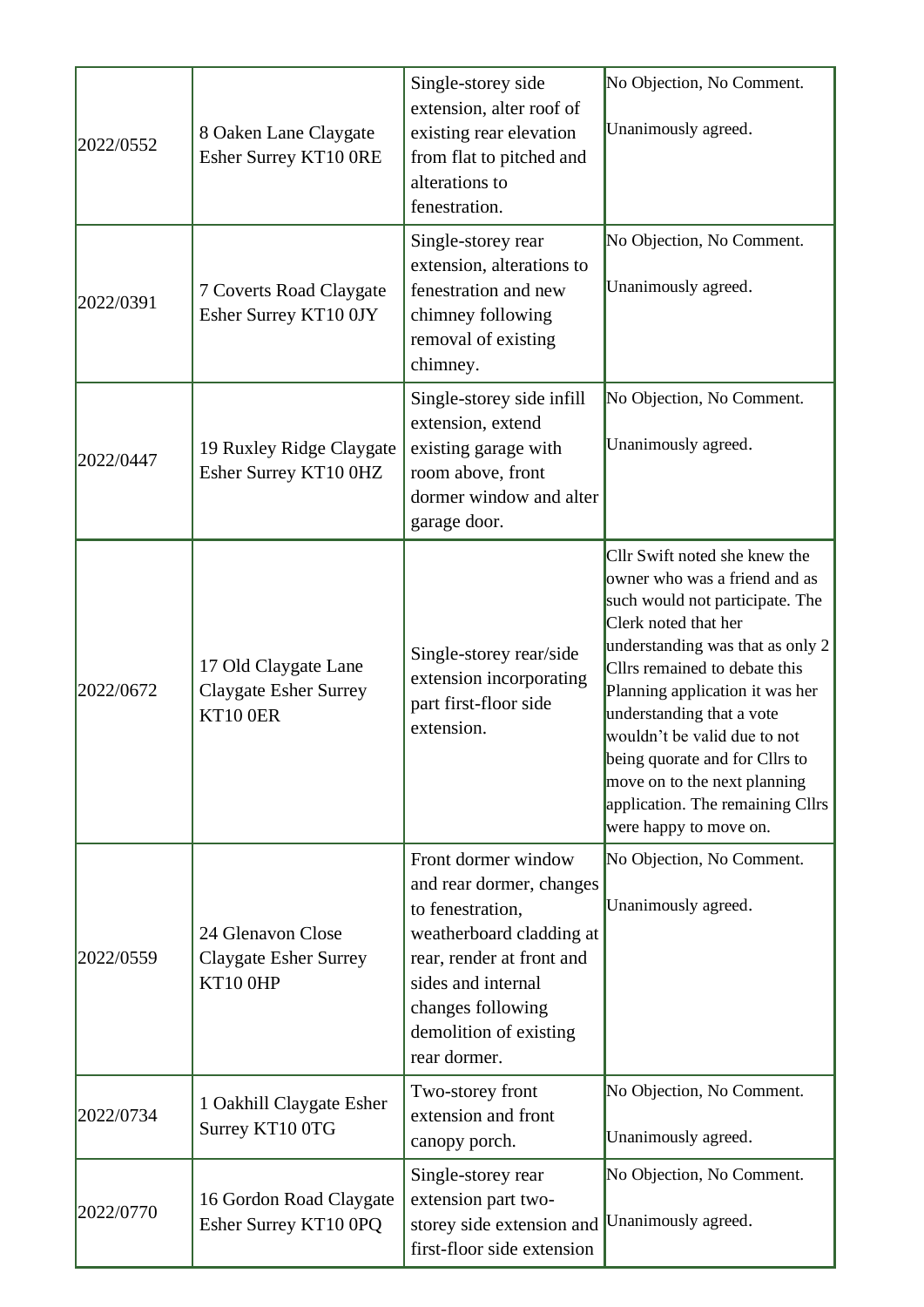| | | | |
|---|---|---|---|
| 2022/0552 | 8 Oaken Lane Claygate Esher Surrey KT10 0RE | Single-storey side extension, alter roof of existing rear elevation from flat to pitched and alterations to fenestration. | No Objection, No Comment.<br><br>Unanimously agreed. |
| 2022/0391 | 7 Coverts Road Claygate Esher Surrey KT10 0JY | Single-storey rear extension, alterations to fenestration and new chimney following removal of existing chimney. | No Objection, No Comment.<br><br>Unanimously agreed. |
| 2022/0447 | 19 Ruxley Ridge Claygate Esher Surrey KT10 0HZ | Single-storey side infill extension, extend existing garage with room above, front dormer window and alter garage door. | No Objection, No Comment.<br><br>Unanimously agreed. |
| 2022/0672 | 17 Old Claygate Lane Claygate Esher Surrey KT10 0ER | Single-storey rear/side extension incorporating part first-floor side extension. | Cllr Swift noted she knew the owner who was a friend and as such would not participate. The Clerk noted that her understanding was that as only 2 Cllrs remained to debate this Planning application it was her understanding that a vote wouldn't be valid due to not being quorate and for Cllrs to move on to the next planning application. The remaining Cllrs were happy to move on. |
| 2022/0559 | 24 Glenavon Close Claygate Esher Surrey KT10 0HP | Front dormer window and rear dormer, changes to fenestration, weatherboard cladding at rear, render at front and sides and internal changes following demolition of existing rear dormer. | No Objection, No Comment.<br><br>Unanimously agreed. |
| 2022/0734 | 1 Oakhill Claygate Esher Surrey KT10 0TG | Two-storey front extension and front canopy porch. | No Objection, No Comment.<br><br>Unanimously agreed. |
| 2022/0770 | 16 Gordon Road Claygate Esher Surrey KT10 0PQ | Single-storey rear extension part two-storey side extension and first-floor side extension | No Objection, No Comment.<br><br>Unanimously agreed. |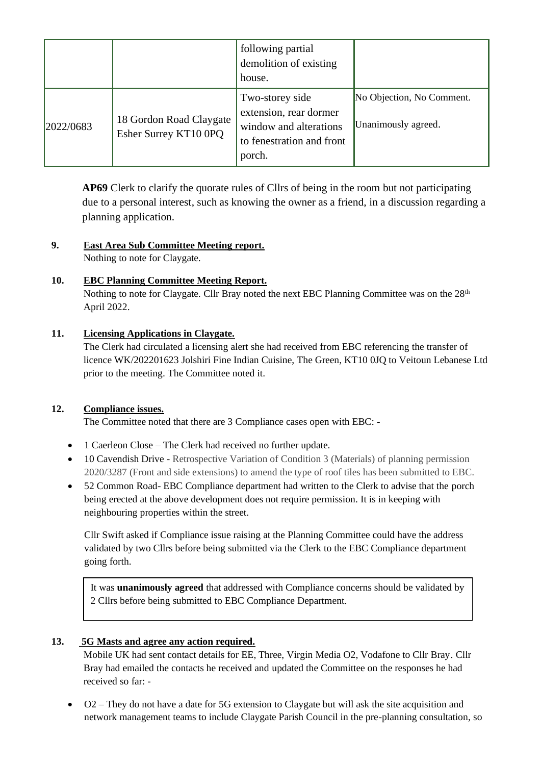| | | | |
|---|---|---|---|
| | | following partial demolition of existing house. | |
| 2022/0683 | 18 Gordon Road Claygate Esher Surrey KT10 0PQ | Two-storey side extension, rear dormer window and alterations to fenestration and front porch. | No Objection, No Comment.<br><br>Unanimously agreed. |

**AP69** Clerk to clarify the quorate rules of Cllrs of being in the room but not participating due to a personal interest, such as knowing the owner as a friend, in a discussion regarding a planning application.

**9. East Area Sub Committee Meeting report.**

Nothing to note for Claygate.

**10. EBC Planning Committee Meeting Report.**

Nothing to note for Claygate. Cllr Bray noted the next EBC Planning Committee was on the 28th April 2022.

**11. Licensing Applications in Claygate.**

The Clerk had circulated a licensing alert she had received from EBC referencing the transfer of licence WK/202201623 Jolshiri Fine Indian Cuisine, The Green, KT10 0JQ to Veitoun Lebanese Ltd prior to the meeting. The Committee noted it.

**12. Compliance issues.**

The Committee noted that there are 3 Compliance cases open with EBC: -

- 1 Caerleon Close – The Clerk had received no further update.
- 10 Cavendish Drive - Retrospective Variation of Condition 3 (Materials) of planning permission 2020/3287 (Front and side extensions) to amend the type of roof tiles has been submitted to EBC.
- 52 Common Road- EBC Compliance department had written to the Clerk to advise that the porch being erected at the above development does not require permission. It is in keeping with neighbouring properties within the street.

Cllr Swift asked if Compliance issue raising at the Planning Committee could have the address validated by two Cllrs before being submitted via the Clerk to the EBC Compliance department going forth.

It was **unanimously agreed** that addressed with Compliance concerns should be validated by 2 Cllrs before being submitted to EBC Compliance Department.

**13. 5G Masts and agree any action required.**

Mobile UK had sent contact details for EE, Three, Virgin Media O2, Vodafone to Cllr Bray. Cllr Bray had emailed the contacts he received and updated the Committee on the responses he had received so far: -

- O2 – They do not have a date for 5G extension to Claygate but will ask the site acquisition and network management teams to include Claygate Parish Council in the pre-planning consultation, so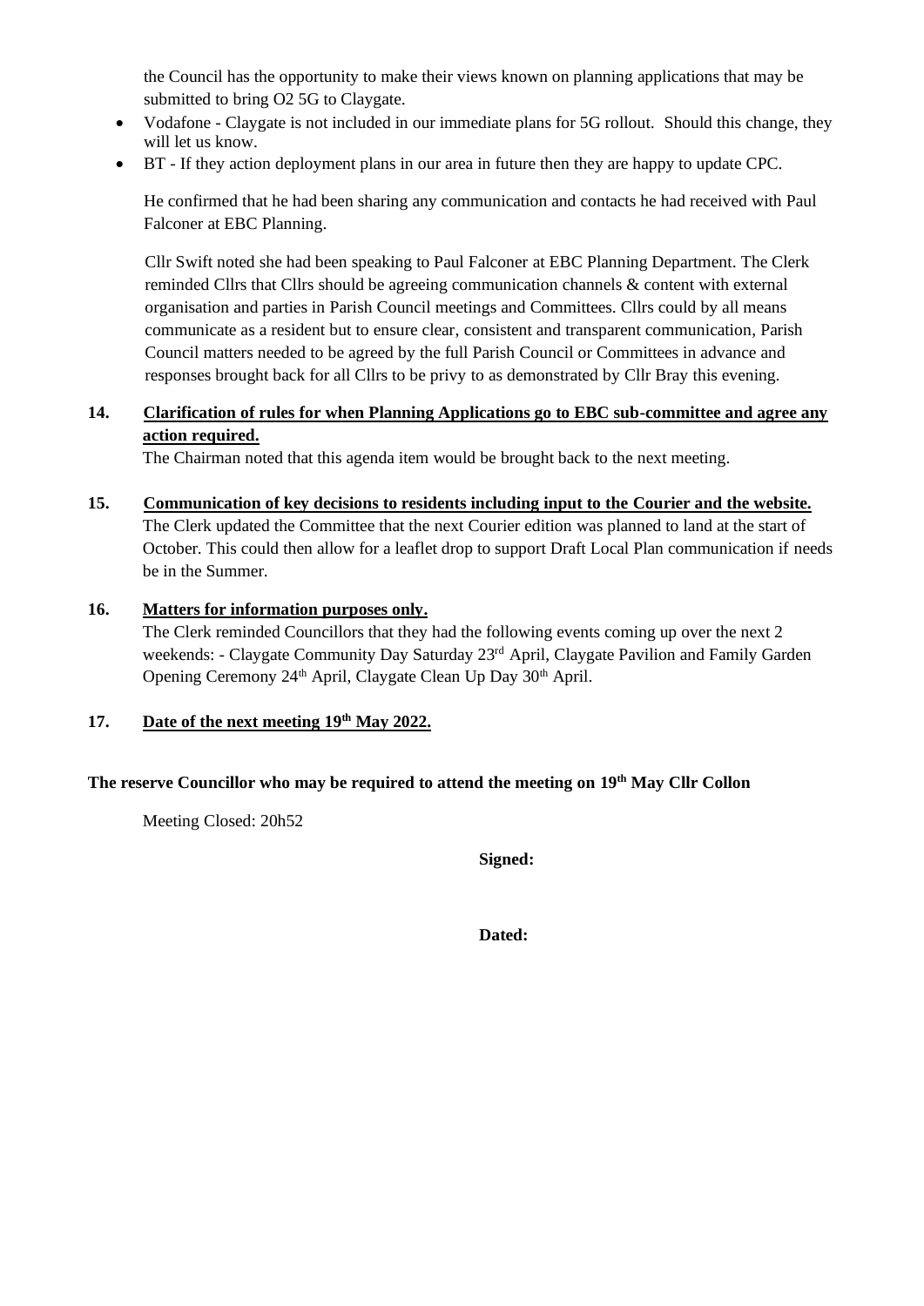the Council has the opportunity to make their views known on planning applications that may be submitted to bring O2 5G to Claygate.

- Vodafone - Claygate is not included in our immediate plans for 5G rollout. Should this change, they will let us know.
- BT - If they action deployment plans in our area in future then they are happy to update CPC.

He confirmed that he had been sharing any communication and contacts he had received with Paul Falconer at EBC Planning.

Cllr Swift noted she had been speaking to Paul Falconer at EBC Planning Department. The Clerk reminded Cllrs that Cllrs should be agreeing communication channels & content with external organisation and parties in Parish Council meetings and Committees. Cllrs could by all means communicate as a resident but to ensure clear, consistent and transparent communication, Parish Council matters needed to be agreed by the full Parish Council or Committees in advance and responses brought back for all Cllrs to be privy to as demonstrated by Cllr Bray this evening.

**14. Clarification of rules for when Planning Applications go to EBC sub-committee and agree any action required.**

The Chairman noted that this agenda item would be brought back to the next meeting.

**15. Communication of key decisions to residents including input to the Courier and the website.**

The Clerk updated the Committee that the next Courier edition was planned to land at the start of October. This could then allow for a leaflet drop to support Draft Local Plan communication if needs be in the Summer.

**16. Matters for information purposes only.**

The Clerk reminded Councillors that they had the following events coming up over the next 2 weekends: - Claygate Community Day Saturday 23rd April, Claygate Pavilion and Family Garden Opening Ceremony 24th April, Claygate Clean Up Day 30th April.

**17. Date of the next meeting 19th May 2022.**

**The reserve Councillor who may be required to attend the meeting on 19th May Cllr Collon**

Meeting Closed: 20h52

**Signed:**

**Dated:**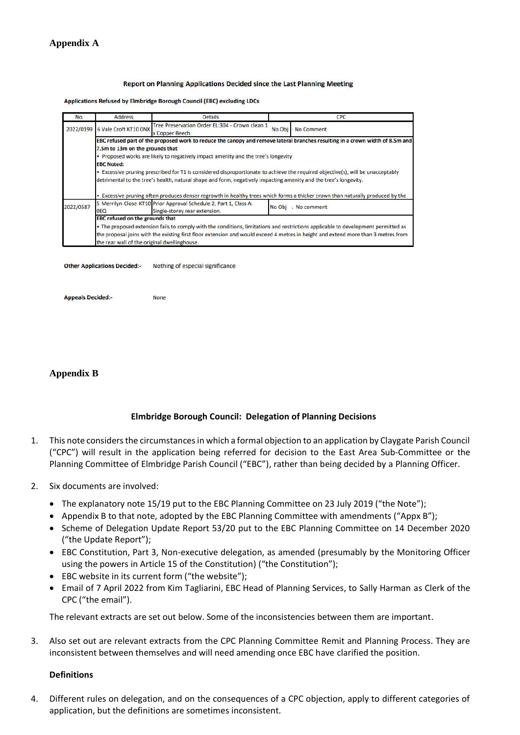## Appendix A

**Report on Planning Applications Decided since the Last Planning Meeting**

**Applications Refused by Elmbridge Borough Council (EBC) excluding LDCs**

| No. | Address | Details | CPC | |
|---|---|---|---|---|
| 2022/0199 | 6 Vale Croft KT10 0NX | Tree Preservation Order EL:304 - Crown clean 1 x Copper Beech. | No Obj | No Comment |
| | **EBC refused part of the proposed work to reduce the canopy and remove lateral branches resulting in a crown width of 8.5m and 7.5m to 13m on the grounds that**<br>• Proposed works are likely to negatively impact amenity and the tree's longevity<br>**EBC Noted:**<br>• Excessive pruning prescribed for T1 is considered disproportionate to achieve the required objective(s), will be unacceptably detrimental to the tree's health, natural shape and form, negatively impacting amenity and the tree's longevity.<br>• Excessive pruning often produces denser regrowth in healthy trees which forms a thicker crown than naturally produced by the | | | |
| 2022/0587 | 5 Merrilyn Close KT10 0EQ | Prior Approval Schedule 2, Part 1, Class A: Single-storey rear extension. | No Obj | . No comment |
| | **EBC refused on the grounds that**<br>• The proposed extension fails to comply with the conditions, limitations and restrictions applicable to development permitted as the proposal joins with the existing first floor extension and would exceed 4 metres in height and extend more than 3 metres from the rear wall of the original dwellinghouse. | | | |

**Other Applications Decided:-** Nothing of especial significance

**Appeals Decided:-** None

## Appendix B

**Elmbridge Borough Council: Delegation of Planning Decisions**

1. This note considers the circumstances in which a formal objection to an application by Claygate Parish Council ("CPC") will result in the application being referred for decision to the East Area Sub-Committee or the Planning Committee of Elmbridge Parish Council ("EBC"), rather than being decided by a Planning Officer.

2. Six documents are involved:

   - The explanatory note 15/19 put to the EBC Planning Committee on 23 July 2019 ("the Note");
   - Appendix B to that note, adopted by the EBC Planning Committee with amendments ("Appx B");
   - Scheme of Delegation Update Report 53/20 put to the EBC Planning Committee on 14 December 2020 ("the Update Report");
   - EBC Constitution, Part 3, Non-executive delegation, as amended (presumably by the Monitoring Officer using the powers in Article 15 of the Constitution) ("the Constitution");
   - EBC website in its current form ("the website");
   - Email of 7 April 2022 from Kim Tagliarini, EBC Head of Planning Services, to Sally Harman as Clerk of the CPC ("the email").

   The relevant extracts are set out below. Some of the inconsistencies between them are important.

3. Also set out are relevant extracts from the CPC Planning Committee Remit and Planning Process. They are inconsistent between themselves and will need amending once EBC have clarified the position.

**Definitions**

4. Different rules on delegation, and on the consequences of a CPC objection, apply to different categories of application, but the definitions are sometimes inconsistent.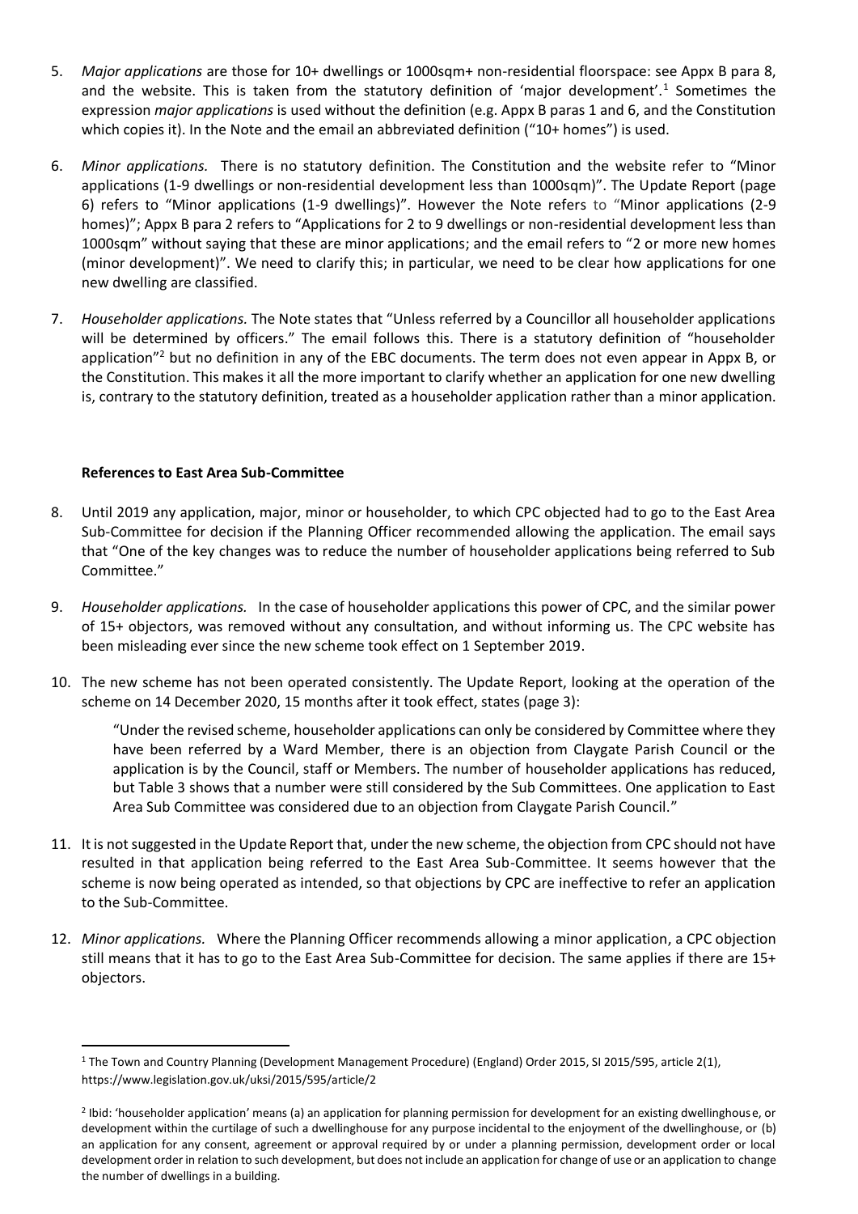5. *Major applications* are those for 10+ dwellings or 1000sqm+ non-residential floorspace: see Appx B para 8, and the website. This is taken from the statutory definition of 'major development'.[1] Sometimes the expression *major applications* is used without the definition (e.g. Appx B paras 1 and 6, and the Constitution which copies it). In the Note and the email an abbreviated definition ("10+ homes") is used.

6. *Minor applications.* There is no statutory definition. The Constitution and the website refer to "Minor applications (1-9 dwellings or non-residential development less than 1000sqm)". The Update Report (page 6) refers to "Minor applications (1-9 dwellings)". However the Note refers to "Minor applications (2-9 homes)"; Appx B para 2 refers to "Applications for 2 to 9 dwellings or non-residential development less than 1000sqm" without saying that these are minor applications; and the email refers to "2 or more new homes (minor development)". We need to clarify this; in particular, we need to be clear how applications for one new dwelling are classified.

7. *Householder applications.* The Note states that "Unless referred by a Councillor all householder applications will be determined by officers." The email follows this. There is a statutory definition of "householder application"[2] but no definition in any of the EBC documents. The term does not even appear in Appx B, or the Constitution. This makes it all the more important to clarify whether an application for one new dwelling is, contrary to the statutory definition, treated as a householder application rather than a minor application.

**References to East Area Sub-Committee**

8. Until 2019 any application, major, minor or householder, to which CPC objected had to go to the East Area Sub-Committee for decision if the Planning Officer recommended allowing the application. The email says that "One of the key changes was to reduce the number of householder applications being referred to Sub Committee."

9. *Householder applications.* In the case of householder applications this power of CPC, and the similar power of 15+ objectors, was removed without any consultation, and without informing us. The CPC website has been misleading ever since the new scheme took effect on 1 September 2019.

10. The new scheme has not been operated consistently. The Update Report, looking at the operation of the scheme on 14 December 2020, 15 months after it took effect, states (page 3):

    "Under the revised scheme, householder applications can only be considered by Committee where they have been referred by a Ward Member, there is an objection from Claygate Parish Council or the application is by the Council, staff or Members. The number of householder applications has reduced, but Table 3 shows that a number were still considered by the Sub Committees. One application to East Area Sub Committee was considered due to an objection from Claygate Parish Council."

11. It is not suggested in the Update Report that, under the new scheme, the objection from CPC should not have resulted in that application being referred to the East Area Sub-Committee. It seems however that the scheme is now being operated as intended, so that objections by CPC are ineffective to refer an application to the Sub-Committee.

12. *Minor applications.* Where the Planning Officer recommends allowing a minor application, a CPC objection still means that it has to go to the East Area Sub-Committee for decision. The same applies if there are 15+ objectors.

---

[1] The Town and Country Planning (Development Management Procedure) (England) Order 2015, SI 2015/595, article 2(1), https://www.legislation.gov.uk/uksi/2015/595/article/2

[2] Ibid: 'householder application' means (a) an application for planning permission for development for an existing dwellinghouse, or development within the curtilage of such a dwellinghouse for any purpose incidental to the enjoyment of the dwellinghouse, or (b) an application for any consent, agreement or approval required by or under a planning permission, development order or local development order in relation to such development, but does not include an application for change of use or an application to change the number of dwellings in a building.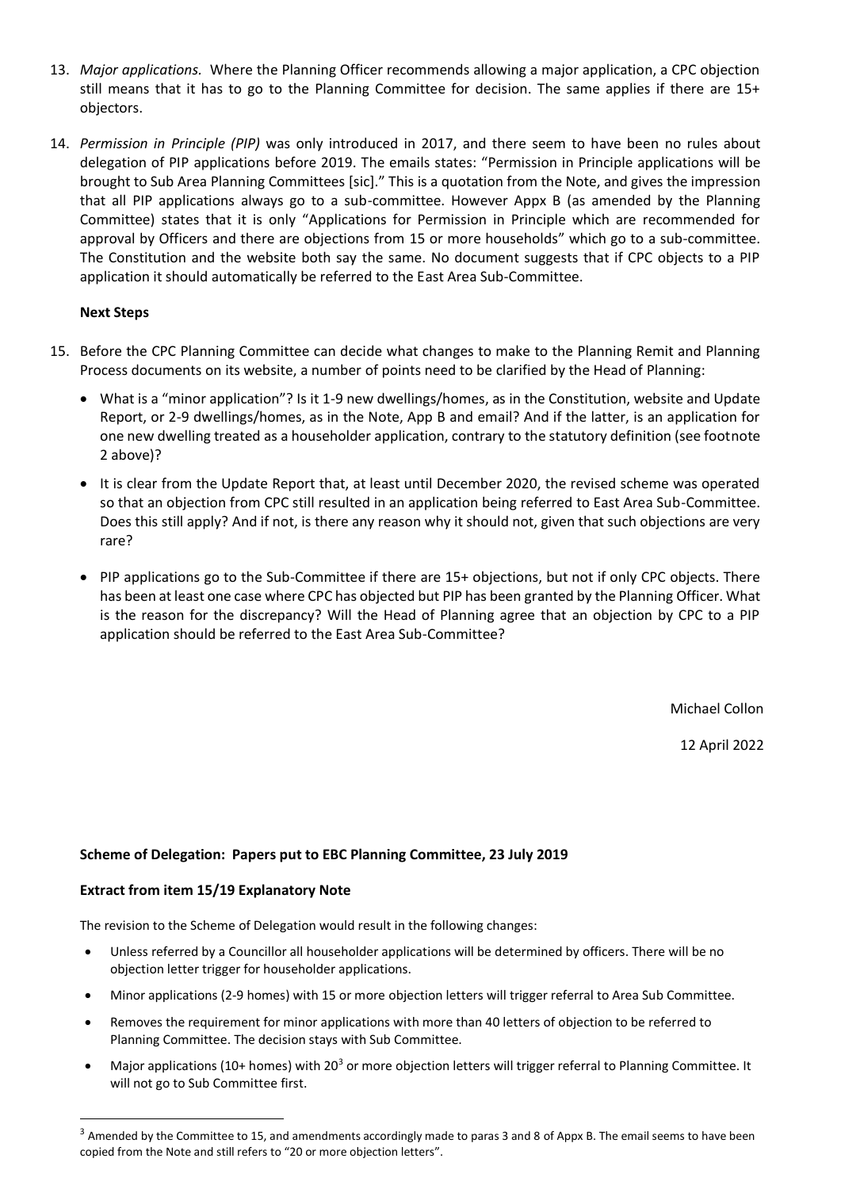13. *Major applications.* Where the Planning Officer recommends allowing a major application, a CPC objection still means that it has to go to the Planning Committee for decision. The same applies if there are 15+ objectors.

14. *Permission in Principle (PIP)* was only introduced in 2017, and there seem to have been no rules about delegation of PIP applications before 2019. The emails states: "Permission in Principle applications will be brought to Sub Area Planning Committees [sic]." This is a quotation from the Note, and gives the impression that all PIP applications always go to a sub-committee. However Appx B (as amended by the Planning Committee) states that it is only "Applications for Permission in Principle which are recommended for approval by Officers and there are objections from 15 or more households" which go to a sub-committee. The Constitution and the website both say the same. No document suggests that if CPC objects to a PIP application it should automatically be referred to the East Area Sub-Committee.

**Next Steps**

15. Before the CPC Planning Committee can decide what changes to make to the Planning Remit and Planning Process documents on its website, a number of points need to be clarified by the Head of Planning:
    - What is a "minor application"? Is it 1-9 new dwellings/homes, as in the Constitution, website and Update Report, or 2-9 dwellings/homes, as in the Note, App B and email? And if the latter, is an application for one new dwelling treated as a householder application, contrary to the statutory definition (see footnote 2 above)?
    - It is clear from the Update Report that, at least until December 2020, the revised scheme was operated so that an objection from CPC still resulted in an application being referred to East Area Sub-Committee. Does this still apply? And if not, is there any reason why it should not, given that such objections are very rare?
    - PIP applications go to the Sub-Committee if there are 15+ objections, but not if only CPC objects. There has been at least one case where CPC has objected but PIP has been granted by the Planning Officer. What is the reason for the discrepancy? Will the Head of Planning agree that an objection by CPC to a PIP application should be referred to the East Area Sub-Committee?

Michael Collon

12 April 2022

**Scheme of Delegation: Papers put to EBC Planning Committee, 23 July 2019**

**Extract from item 15/19 Explanatory Note**

The revision to the Scheme of Delegation would result in the following changes:

- Unless referred by a Councillor all householder applications will be determined by officers. There will be no objection letter trigger for householder applications.
- Minor applications (2-9 homes) with 15 or more objection letters will trigger referral to Area Sub Committee.
- Removes the requirement for minor applications with more than 40 letters of objection to be referred to Planning Committee. The decision stays with Sub Committee.
- Major applications (10+ homes) with 20[3] or more objection letters will trigger referral to Planning Committee. It will not go to Sub Committee first.

[3] Amended by the Committee to 15, and amendments accordingly made to paras 3 and 8 of Appx B. The email seems to have been copied from the Note and still refers to "20 or more objection letters".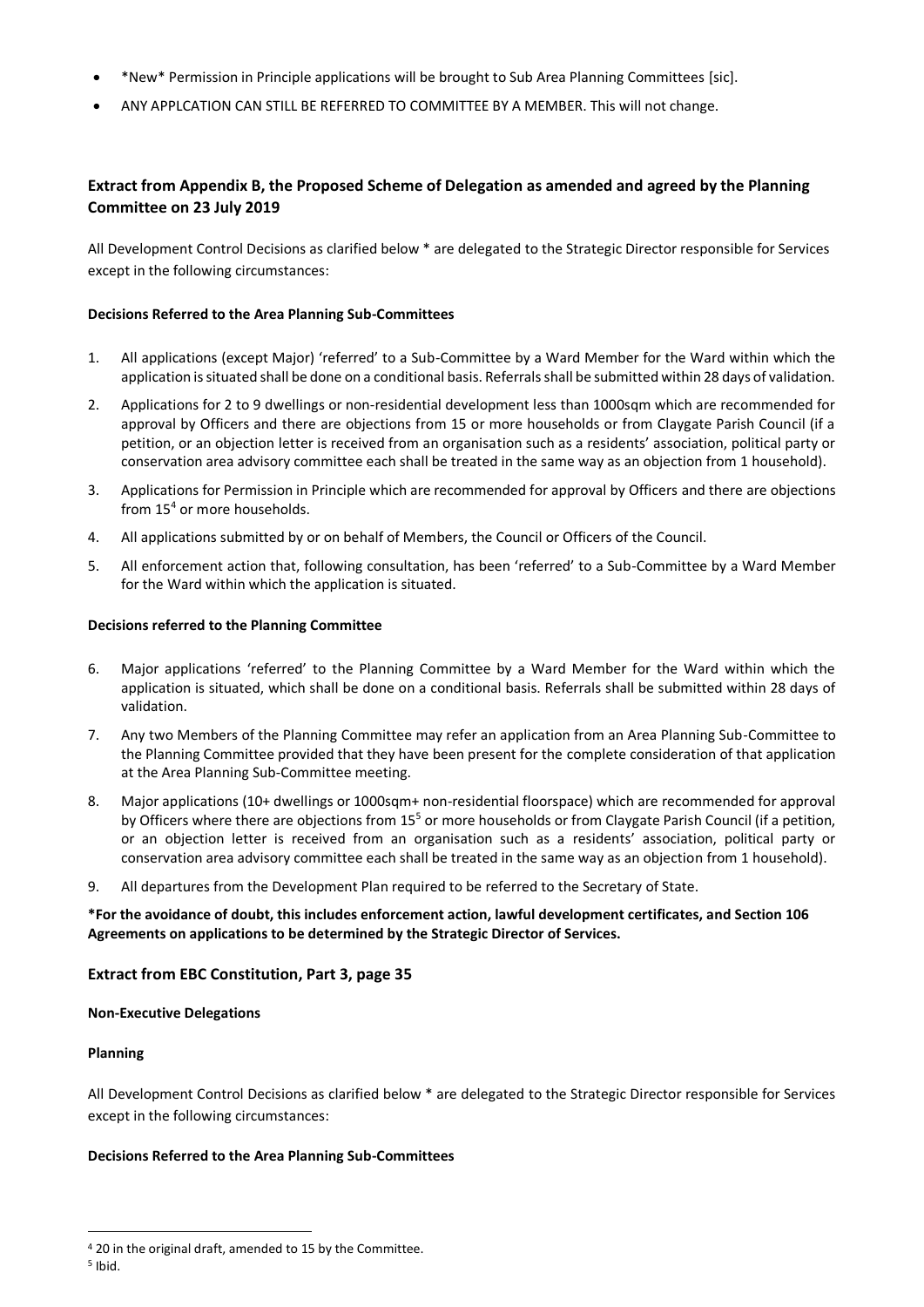- *New* Permission in Principle applications will be brought to Sub Area Planning Committees [sic].
- ANY APPLCATION CAN STILL BE REFERRED TO COMMITTEE BY A MEMBER. This will not change.

### Extract from Appendix B, the Proposed Scheme of Delegation as amended and agreed by the Planning Committee on 23 July 2019

All Development Control Decisions as clarified below * are delegated to the Strategic Director responsible for Services except in the following circumstances:

**Decisions Referred to the Area Planning Sub-Committees**

1. All applications (except Major) 'referred' to a Sub-Committee by a Ward Member for the Ward within which the application is situated shall be done on a conditional basis. Referrals shall be submitted within 28 days of validation.
2. Applications for 2 to 9 dwellings or non-residential development less than 1000sqm which are recommended for approval by Officers and there are objections from 15 or more households or from Claygate Parish Council (if a petition, or an objection letter is received from an organisation such as a residents' association, political party or conservation area advisory committee each shall be treated in the same way as an objection from 1 household).
3. Applications for Permission in Principle which are recommended for approval by Officers and there are objections from 15[4] or more households.
4. All applications submitted by or on behalf of Members, the Council or Officers of the Council.
5. All enforcement action that, following consultation, has been 'referred' to a Sub-Committee by a Ward Member for the Ward within which the application is situated.

**Decisions referred to the Planning Committee**

6. Major applications 'referred' to the Planning Committee by a Ward Member for the Ward within which the application is situated, which shall be done on a conditional basis. Referrals shall be submitted within 28 days of validation.
7. Any two Members of the Planning Committee may refer an application from an Area Planning Sub-Committee to the Planning Committee provided that they have been present for the complete consideration of that application at the Area Planning Sub-Committee meeting.
8. Major applications (10+ dwellings or 1000sqm+ non-residential floorspace) which are recommended for approval by Officers where there are objections from 15[5] or more households or from Claygate Parish Council (if a petition, or an objection letter is received from an organisation such as a residents' association, political party or conservation area advisory committee each shall be treated in the same way as an objection from 1 household).
9. All departures from the Development Plan required to be referred to the Secretary of State.

**\*For the avoidance of doubt, this includes enforcement action, lawful development certificates, and Section 106 Agreements on applications to be determined by the Strategic Director of Services.**

### Extract from EBC Constitution, Part 3, page 35

**Non-Executive Delegations**

**Planning**

All Development Control Decisions as clarified below * are delegated to the Strategic Director responsible for Services except in the following circumstances:

**Decisions Referred to the Area Planning Sub-Committees**

---

[4] 20 in the original draft, amended to 15 by the Committee.

[5] Ibid.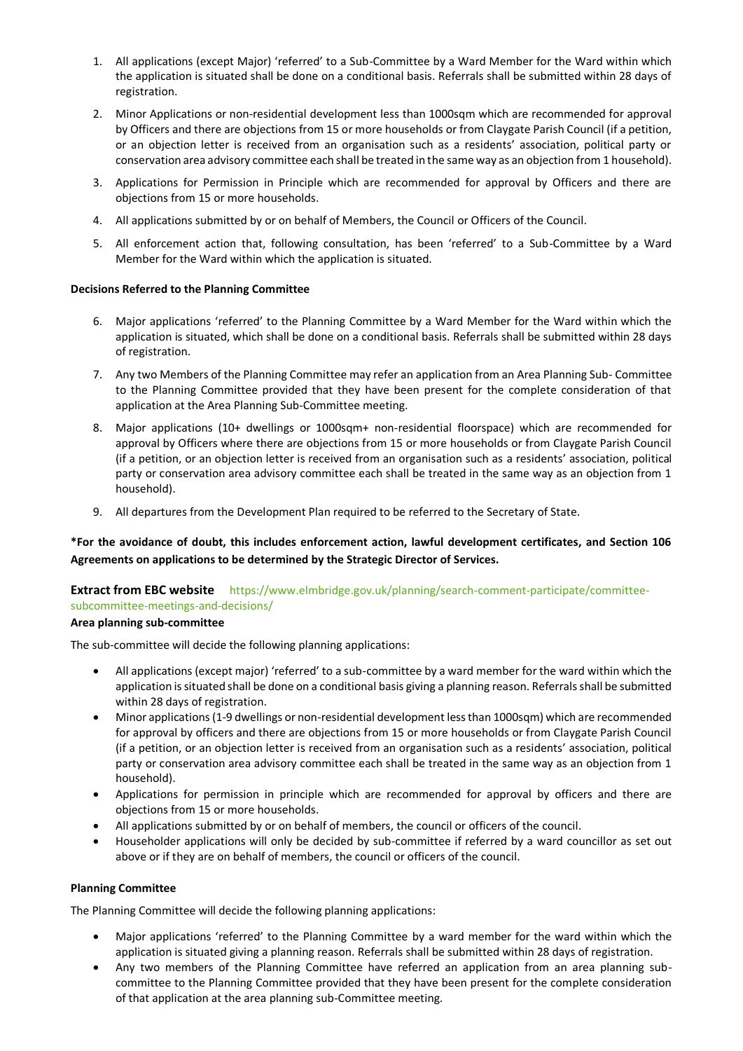1. All applications (except Major) 'referred' to a Sub-Committee by a Ward Member for the Ward within which the application is situated shall be done on a conditional basis. Referrals shall be submitted within 28 days of registration.
2. Minor Applications or non-residential development less than 1000sqm which are recommended for approval by Officers and there are objections from 15 or more households or from Claygate Parish Council (if a petition, or an objection letter is received from an organisation such as a residents' association, political party or conservation area advisory committee each shall be treated in the same way as an objection from 1 household).
3. Applications for Permission in Principle which are recommended for approval by Officers and there are objections from 15 or more households.
4. All applications submitted by or on behalf of Members, the Council or Officers of the Council.
5. All enforcement action that, following consultation, has been 'referred' to a Sub-Committee by a Ward Member for the Ward within which the application is situated.

**Decisions Referred to the Planning Committee**

6. Major applications 'referred' to the Planning Committee by a Ward Member for the Ward within which the application is situated, which shall be done on a conditional basis. Referrals shall be submitted within 28 days of registration.
7. Any two Members of the Planning Committee may refer an application from an Area Planning Sub- Committee to the Planning Committee provided that they have been present for the complete consideration of that application at the Area Planning Sub-Committee meeting.
8. Major applications (10+ dwellings or 1000sqm+ non-residential floorspace) which are recommended for approval by Officers where there are objections from 15 or more households or from Claygate Parish Council (if a petition, or an objection letter is received from an organisation such as a residents' association, political party or conservation area advisory committee each shall be treated in the same way as an objection from 1 household).
9. All departures from the Development Plan required to be referred to the Secretary of State.

**\*For the avoidance of doubt, this includes enforcement action, lawful development certificates, and Section 106 Agreements on applications to be determined by the Strategic Director of Services.**

**Extract from EBC website** https://www.elmbridge.gov.uk/planning/search-comment-participate/committee-subcommittee-meetings-and-decisions/

**Area planning sub-committee**

The sub-committee will decide the following planning applications:

- All applications (except major) 'referred' to a sub-committee by a ward member for the ward within which the application is situated shall be done on a conditional basis giving a planning reason. Referrals shall be submitted within 28 days of registration.
- Minor applications (1-9 dwellings or non-residential development less than 1000sqm) which are recommended for approval by officers and there are objections from 15 or more households or from Claygate Parish Council (if a petition, or an objection letter is received from an organisation such as a residents' association, political party or conservation area advisory committee each shall be treated in the same way as an objection from 1 household).
- Applications for permission in principle which are recommended for approval by officers and there are objections from 15 or more households.
- All applications submitted by or on behalf of members, the council or officers of the council.
- Householder applications will only be decided by sub-committee if referred by a ward councillor as set out above or if they are on behalf of members, the council or officers of the council.

**Planning Committee**

The Planning Committee will decide the following planning applications:

- Major applications 'referred' to the Planning Committee by a ward member for the ward within which the application is situated giving a planning reason. Referrals shall be submitted within 28 days of registration.
- Any two members of the Planning Committee have referred an application from an area planning sub-committee to the Planning Committee provided that they have been present for the complete consideration of that application at the area planning sub-Committee meeting.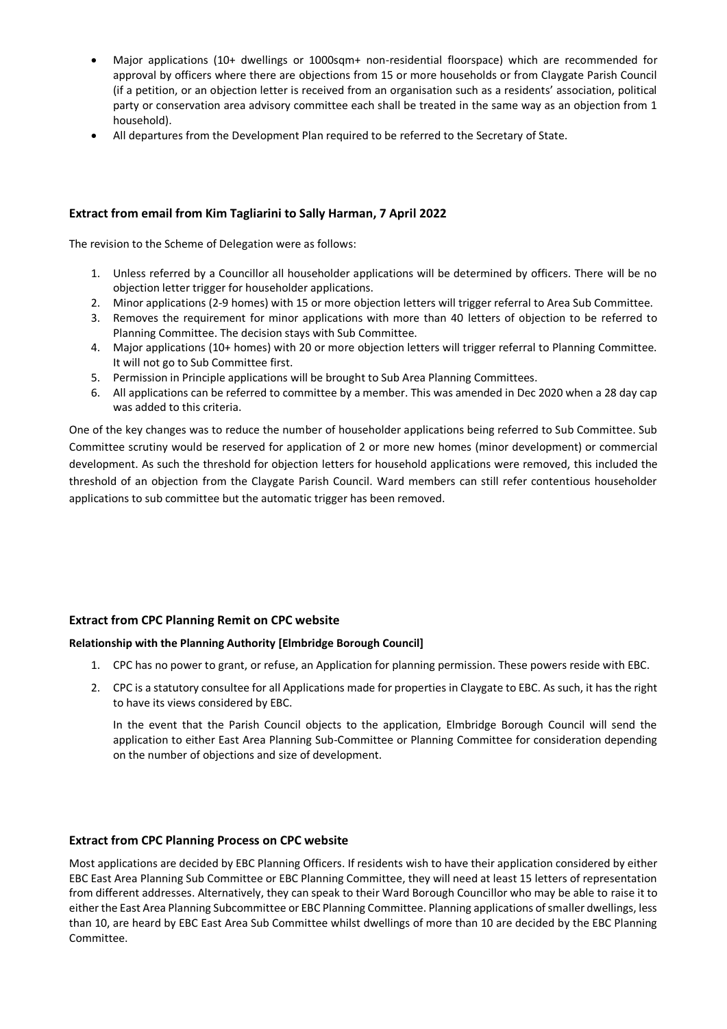- Major applications (10+ dwellings or 1000sqm+ non-residential floorspace) which are recommended for approval by officers where there are objections from 15 or more households or from Claygate Parish Council (if a petition, or an objection letter is received from an organisation such as a residents' association, political party or conservation area advisory committee each shall be treated in the same way as an objection from 1 household).
- All departures from the Development Plan required to be referred to the Secretary of State.

### Extract from email from Kim Tagliarini to Sally Harman, 7 April 2022

The revision to the Scheme of Delegation were as follows:

1. Unless referred by a Councillor all householder applications will be determined by officers. There will be no objection letter trigger for householder applications.
2. Minor applications (2-9 homes) with 15 or more objection letters will trigger referral to Area Sub Committee.
3. Removes the requirement for minor applications with more than 40 letters of objection to be referred to Planning Committee. The decision stays with Sub Committee.
4. Major applications (10+ homes) with 20 or more objection letters will trigger referral to Planning Committee. It will not go to Sub Committee first.
5. Permission in Principle applications will be brought to Sub Area Planning Committees.
6. All applications can be referred to committee by a member. This was amended in Dec 2020 when a 28 day cap was added to this criteria.

One of the key changes was to reduce the number of householder applications being referred to Sub Committee. Sub Committee scrutiny would be reserved for application of 2 or more new homes (minor development) or commercial development. As such the threshold for objection letters for household applications were removed, this included the threshold of an objection from the Claygate Parish Council. Ward members can still refer contentious householder applications to sub committee but the automatic trigger has been removed.

### Extract from CPC Planning Remit on CPC website

**Relationship with the Planning Authority [Elmbridge Borough Council]**

1. CPC has no power to grant, or refuse, an Application for planning permission. These powers reside with EBC.
2. CPC is a statutory consultee for all Applications made for properties in Claygate to EBC. As such, it has the right to have its views considered by EBC.

   In the event that the Parish Council objects to the application, Elmbridge Borough Council will send the application to either East Area Planning Sub-Committee or Planning Committee for consideration depending on the number of objections and size of development.

### Extract from CPC Planning Process on CPC website

Most applications are decided by EBC Planning Officers. If residents wish to have their application considered by either EBC East Area Planning Sub Committee or EBC Planning Committee, they will need at least 15 letters of representation from different addresses. Alternatively, they can speak to their Ward Borough Councillor who may be able to raise it to either the East Area Planning Subcommittee or EBC Planning Committee. Planning applications of smaller dwellings, less than 10, are heard by EBC East Area Sub Committee whilst dwellings of more than 10 are decided by the EBC Planning Committee.